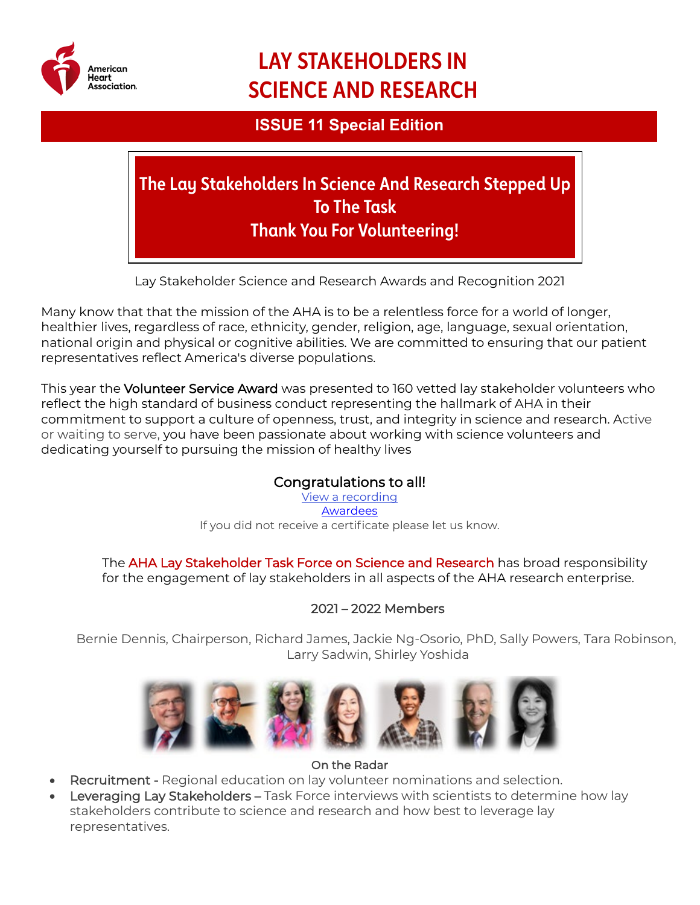# LAY STAKEHOLDERS IN SCIENCE AND RESEARCH

## ISSUE 11 Special Edition

## The Lay Stakeholders In Science And Research Stepped Up To The Task
## Thank You For Volunteering!

Lay Stakeholder Science and Research Awards and Recognition 2021

Many know that that the mission of the AHA is to be a relentless force for a world of longer, healthier lives, regardless of race, ethnicity, gender, religion, age, language, sexual orientation, national origin and physical or cognitive abilities. We are committed to ensuring that our patient representatives reflect America's diverse populations.

This year the Volunteer Service Award was presented to 160 vetted lay stakeholder volunteers who reflect the high standard of business conduct representing the hallmark of AHA in their commitment to support a culture of openness, trust, and integrity in science and research. Active or waiting to serve, you have been passionate about working with science volunteers and dedicating yourself to pursuing the mission of healthy lives

**Congratulations to all!**

[View a recording](#)

[Awardees](#)

If you did not receive a certificate please let us know.

The AHA Lay Stakeholder Task Force on Science and Research has broad responsibility for the engagement of lay stakeholders in all aspects of the AHA research enterprise.

**2021 – 2022 Members**

Bernie Dennis, Chairperson, Richard James, Jackie Ng-Osorio, PhD, Sally Powers, Tara Robinson, Larry Sadwin, Shirley Yoshida

**On the Radar**

- Recruitment - Regional education on lay volunteer nominations and selection.
- Leveraging Lay Stakeholders – Task Force interviews with scientists to determine how lay stakeholders contribute to science and research and how best to leverage lay representatives.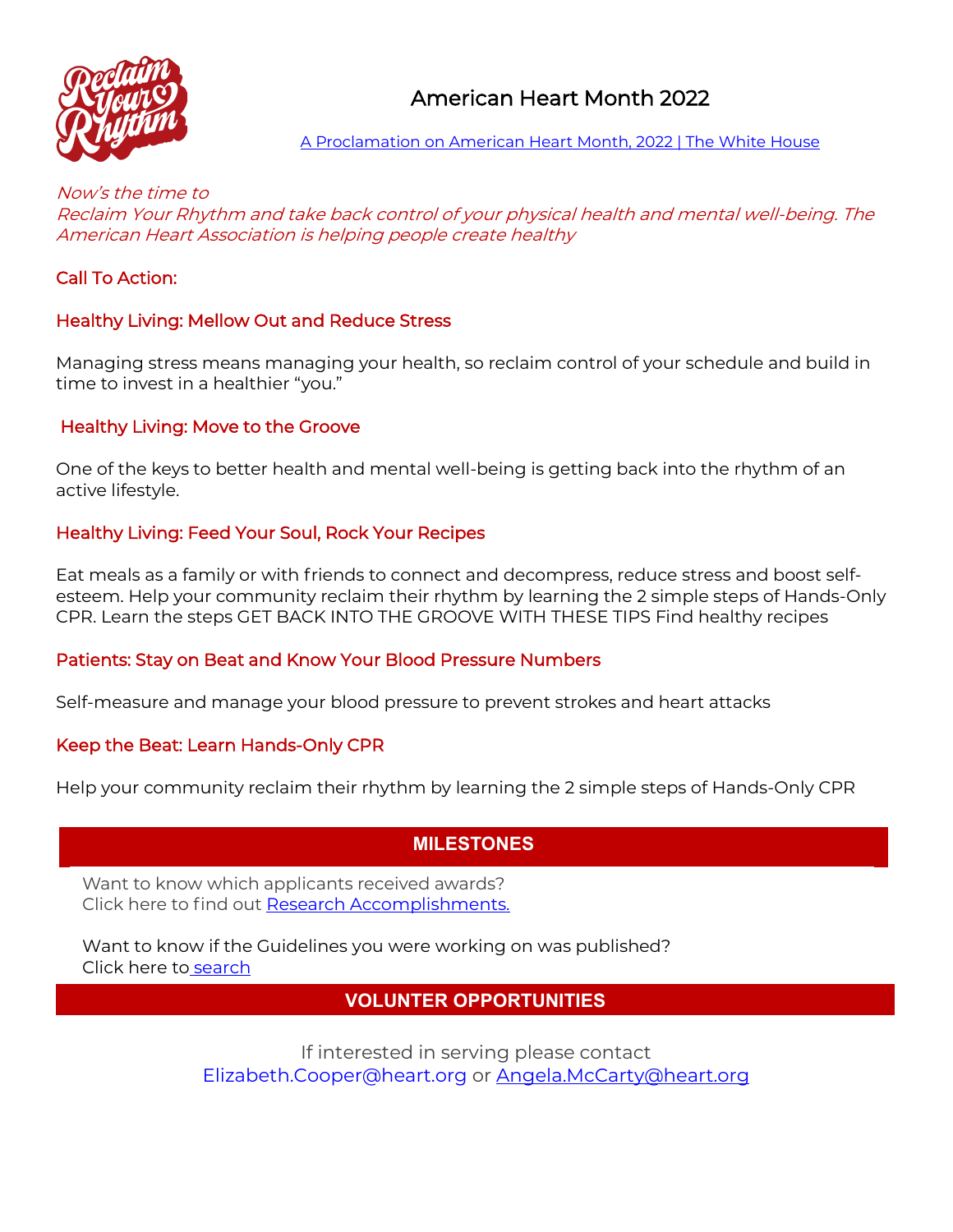# American Heart Month 2022

[A Proclamation on American Heart Month, 2022 | The White House]

*Now's the time to*
*Reclaim Your Rhythm and take back control of your physical health and mental well-being. The American Heart Association is helping people create healthy*

### Call To Action:

### Healthy Living: Mellow Out and Reduce Stress

Managing stress means managing your health, so reclaim control of your schedule and build in time to invest in a healthier "you."

### Healthy Living: Move to the Groove

One of the keys to better health and mental well-being is getting back into the rhythm of an active lifestyle.

### Healthy Living: Feed Your Soul, Rock Your Recipes

Eat meals as a family or with friends to connect and decompress, reduce stress and boost self-esteem. Help your community reclaim their rhythm by learning the 2 simple steps of Hands-Only CPR. Learn the steps GET BACK INTO THE GROOVE WITH THESE TIPS Find healthy recipes

### Patients: Stay on Beat and Know Your Blood Pressure Numbers

Self-measure and manage your blood pressure to prevent strokes and heart attacks

### Keep the Beat: Learn Hands-Only CPR

Help your community reclaim their rhythm by learning the 2 simple steps of Hands-Only CPR

## MILESTONES

Want to know which applicants received awards?
Click here to find out [Research Accomplishments.]

Want to know if the Guidelines you were working on was published?
Click here to [search]

## VOLUNTER OPPORTUNITIES

If interested in serving please contact
Elizabeth.Cooper@heart.org or Angela.McCarty@heart.org